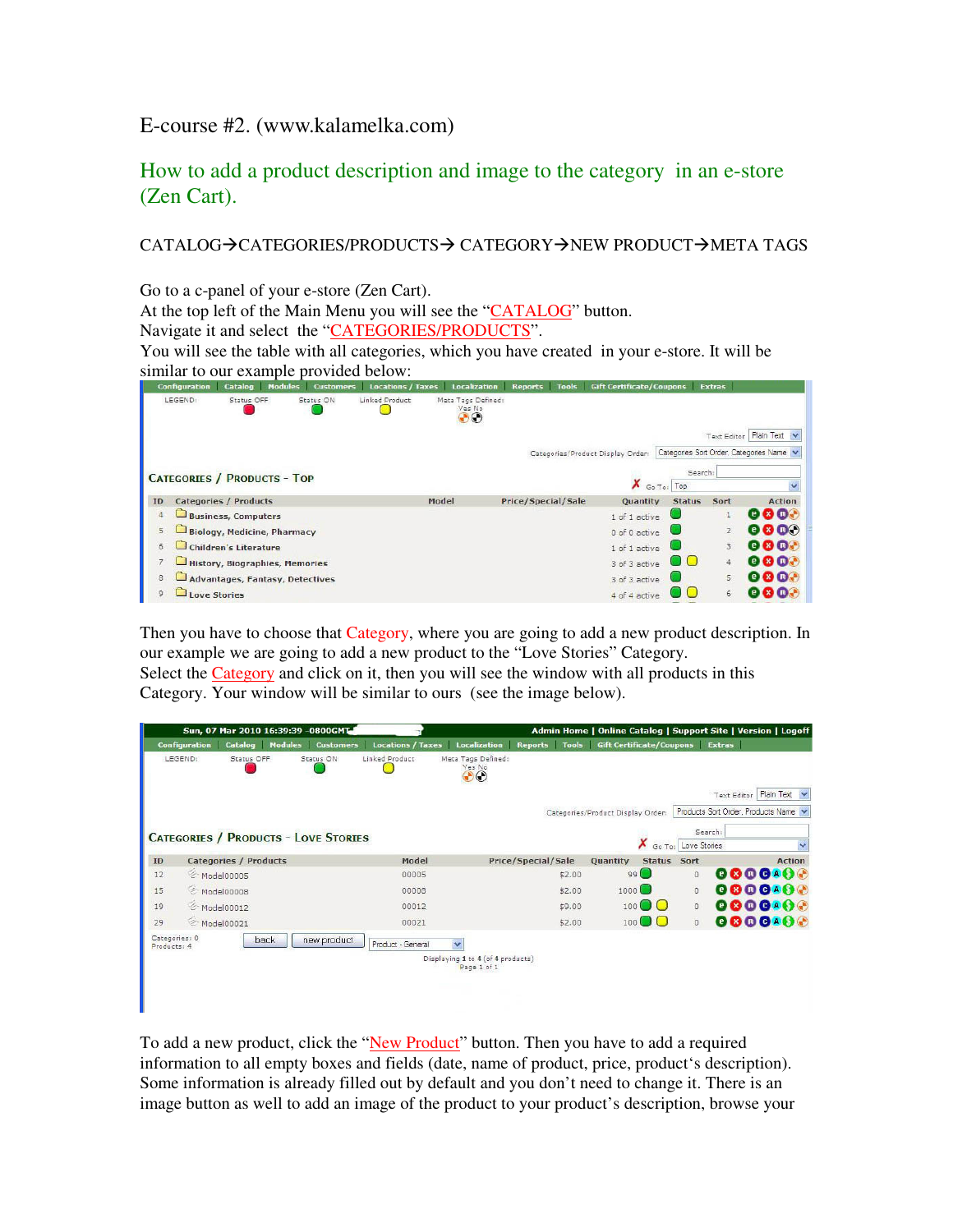E-course #2. (www.kalamelka.com)

## How to add a product description and image to the category in an e-store (Zen Cart).

CATALOG→CATEGORIES/PRODUCTS→ CATEGORY→NEW PRODUCT→META TAGS

Go to a c-panel of your e-store (Zen Cart).
At the top left of the Main Menu you will see the "CATALOG" button.
Navigate it and select the "CATEGORIES/PRODUCTS".
You will see the table with all categories, which you have created in your e-store. It will be similar to our example provided below:

Then you have to choose that Category, where you are going to add a new product description. In our example we are going to add a new product to the "Love Stories" Category.
Select the Category and click on it, then you will see the window with all products in this Category. Your window will be similar to ours (see the image below).

To add a new product, click the "New Product" button. Then you have to add a required information to all empty boxes and fields (date, name of product, price, product's description). Some information is already filled out by default and you don't need to change it. There is an image button as well to add an image of the product to your product's description, browse your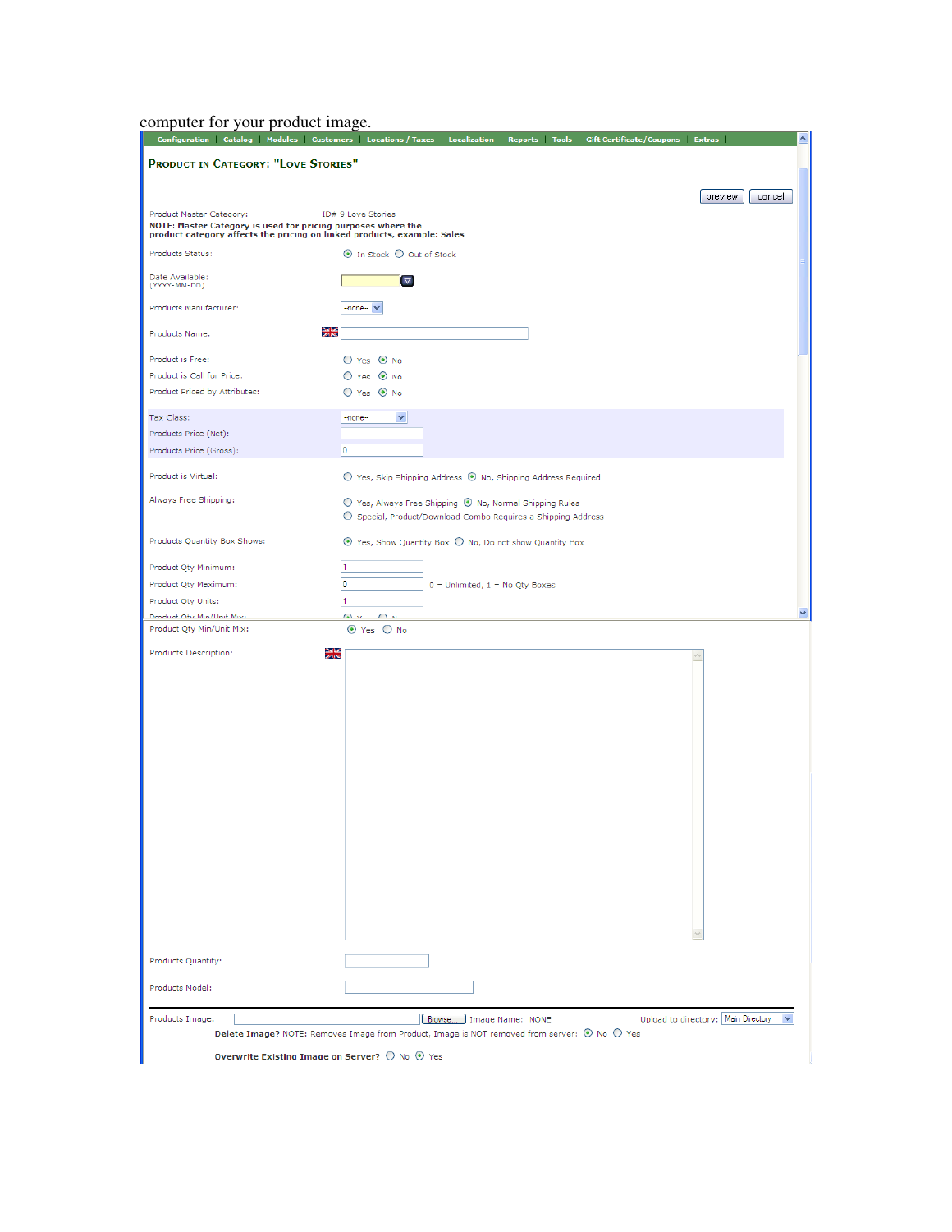computer for your product image.

Configuration | Catalog | Modules | Customers | Locations / Taxes | Localization | Reports | Tools | Gift Certificate/Coupons | Extras

## Product in Category: "Love Stories"

preview | cancel

Product Master Category: ID# 9 Love Stories

**NOTE: Master Category is used for pricing purposes where the product category affects the pricing on linked products, example: Sales**

Products Status: In Stock / Out of Stock

Date Available: (YYYY-MM-DD)

Products Manufacturer: --none--

Products Name:

Product is Free: Yes / No

Product is Call for Price: Yes / No

Product Priced by Attributes: Yes / No

Tax Class: --none--

Products Price (Net):

Products Price (Gross): 0

Product is Virtual: Yes, Skip Shipping Address / No, Shipping Address Required

Always Free Shipping: Yes, Always Free Shipping / No, Normal Shipping Rules / Special, Product/Download Combo Requires a Shipping Address

Products Quantity Box Shows: Yes, Show Quantity Box / No, Do not show Quantity Box

Product Qty Minimum: 1

Product Qty Maximum: 0 — 0 = Unlimited, 1 = No Qty Boxes

Product Qty Units: 1

Product Qty Min/Unit Mix: Yes / No

Products Description:

Products Quantity:

Products Model:

Products Image: Browse... Image Name: NONE — Upload to directory: Main Directory

**Delete Image?** NOTE: Removes Image from Product, Image is NOT removed from server: No / Yes

**Overwrite Existing Image on Server?** No / Yes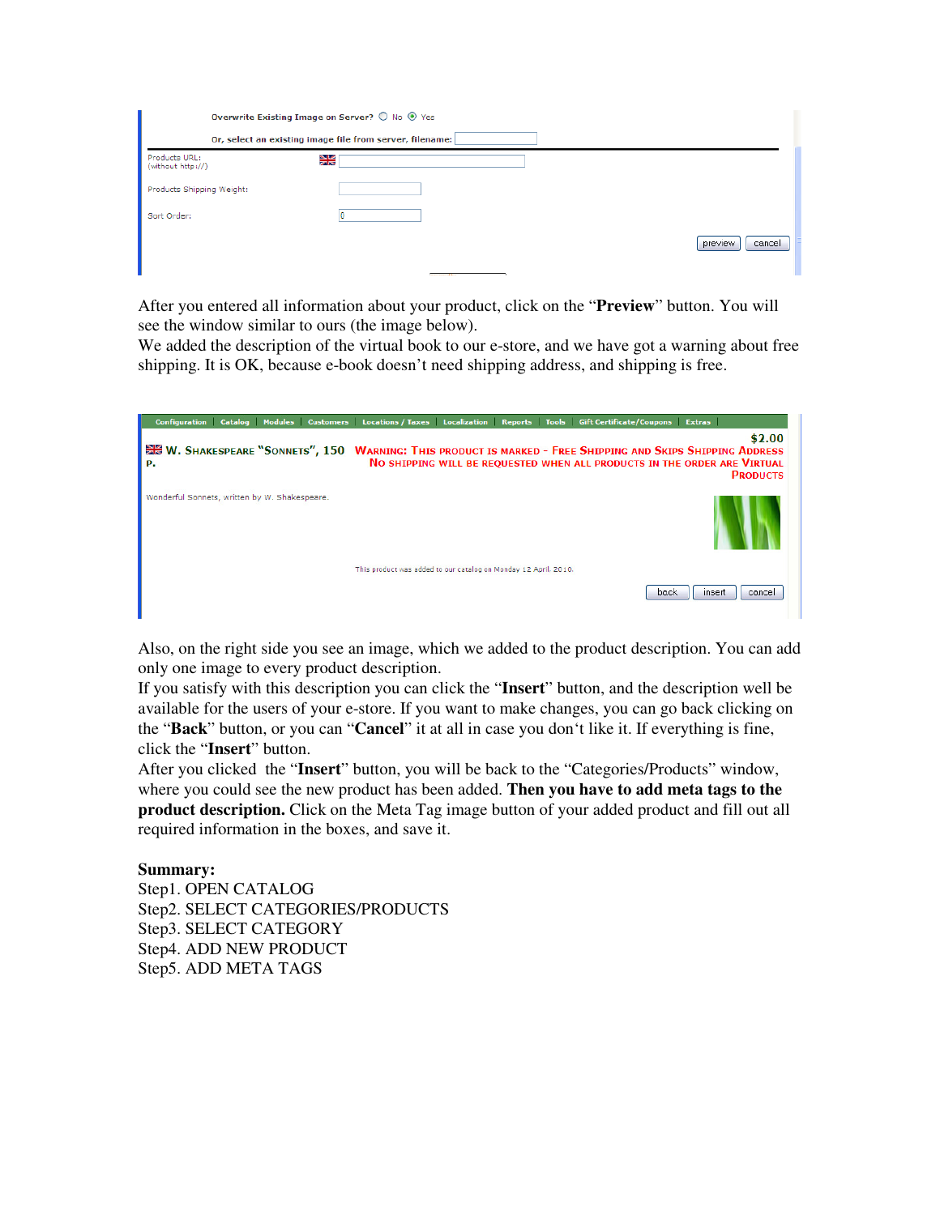After you entered all information about your product, click on the “**Preview**” button. You will see the window similar to ours (the image below).
We added the description of the virtual book to our e-store, and we have got a warning about free shipping. It is OK, because e-book doesn’t need shipping address, and shipping is free.

Also, on the right side you see an image, which we added to the product description. You can add only one image to every product description.
If you satisfy with this description you can click the “**Insert**” button, and the description well be available for the users of your e-store. If you want to make changes, you can go back clicking on the “**Back**” button, or you can “**Cancel**” it at all in case you don‘t like it. If everything is fine, click the “**Insert**” button.
After you clicked the “**Insert**” button, you will be back to the “Categories/Products” window, where you could see the new product has been added. **Then you have to add meta tags to the product description.** Click on the Meta Tag image button of your added product and fill out all required information in the boxes, and save it.

**Summary:**
Step1. OPEN CATALOG
Step2. SELECT CATEGORIES/PRODUCTS
Step3. SELECT CATEGORY
Step4. ADD NEW PRODUCT
Step5. ADD META TAGS